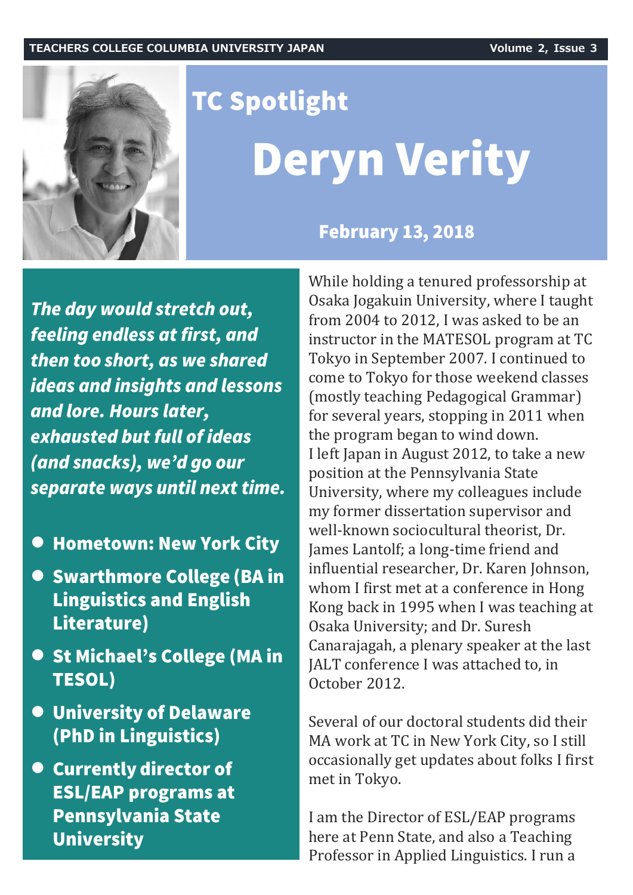# TC Spotlight

# Deryn Verity

**February 13, 2018**

***The day would stretch out, feeling endless at first, and then too short, as we shared ideas and insights and lessons and lore. Hours later, exhausted but full of ideas (and snacks), we'd go our separate ways until next time.***

- **Hometown: New York City**
- **Swarthmore College (BA in Linguistics and English Literature)**
- **St Michael's College (MA in TESOL)**
- **University of Delaware (PhD in Linguistics)**
- **Currently director of ESL/EAP programs at Pennsylvania State University**

While holding a tenured professorship at Osaka Jogakuin University, where I taught from 2004 to 2012, I was asked to be an instructor in the MATESOL program at TC Tokyo in September 2007. I continued to come to Tokyo for those weekend classes (mostly teaching Pedagogical Grammar) for several years, stopping in 2011 when the program began to wind down.
I left Japan in August 2012, to take a new position at the Pennsylvania State University, where my colleagues include my former dissertation supervisor and well-known sociocultural theorist, Dr. James Lantolf; a long-time friend and influential researcher, Dr. Karen Johnson, whom I first met at a conference in Hong Kong back in 1995 when I was teaching at Osaka University; and Dr. Suresh Canarajagah, a plenary speaker at the last JALT conference I was attached to, in October 2012.

Several of our doctoral students did their MA work at TC in New York City, so I still occasionally get updates about folks I first met in Tokyo.

I am the Director of ESL/EAP programs here at Penn State, and also a Teaching Professor in Applied Linguistics. I run a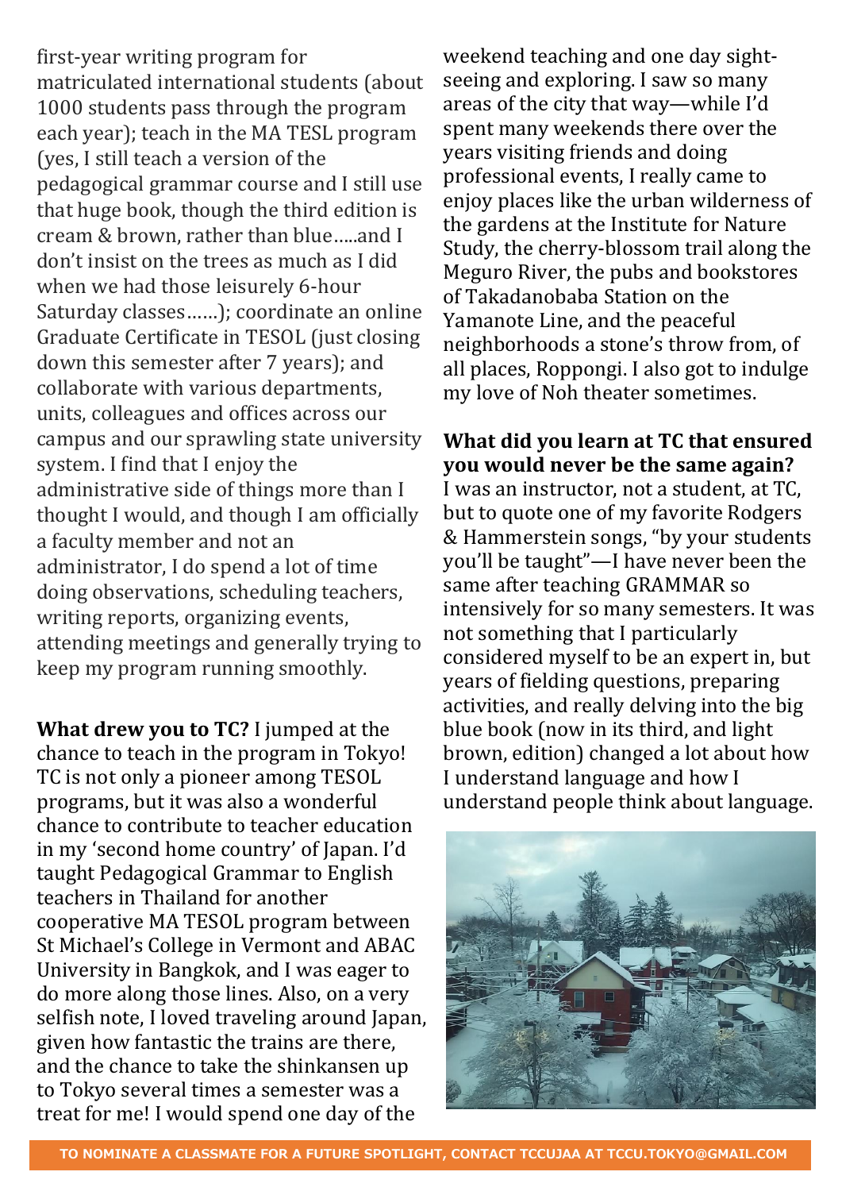first-year writing program for matriculated international students (about 1000 students pass through the program each year); teach in the MA TESL program (yes, I still teach a version of the pedagogical grammar course and I still use that huge book, though the third edition is cream & brown, rather than blue…..and I don't insist on the trees as much as I did when we had those leisurely 6-hour Saturday classes……); coordinate an online Graduate Certificate in TESOL (just closing down this semester after 7 years); and collaborate with various departments, units, colleagues and offices across our campus and our sprawling state university system. I find that I enjoy the administrative side of things more than I thought I would, and though I am officially a faculty member and not an administrator, I do spend a lot of time doing observations, scheduling teachers, writing reports, organizing events, attending meetings and generally trying to keep my program running smoothly.

**What drew you to TC?** I jumped at the chance to teach in the program in Tokyo! TC is not only a pioneer among TESOL programs, but it was also a wonderful chance to contribute to teacher education in my 'second home country' of Japan. I'd taught Pedagogical Grammar to English teachers in Thailand for another cooperative MA TESOL program between St Michael's College in Vermont and ABAC University in Bangkok, and I was eager to do more along those lines. Also, on a very selfish note, I loved traveling around Japan, given how fantastic the trains are there, and the chance to take the shinkansen up to Tokyo several times a semester was a treat for me! I would spend one day of the weekend teaching and one day sight-seeing and exploring. I saw so many areas of the city that way—while I'd spent many weekends there over the years visiting friends and doing professional events, I really came to enjoy places like the urban wilderness of the gardens at the Institute for Nature Study, the cherry-blossom trail along the Meguro River, the pubs and bookstores of Takadanobaba Station on the Yamanote Line, and the peaceful neighborhoods a stone's throw from, of all places, Roppongi. I also got to indulge my love of Noh theater sometimes.

**What did you learn at TC that ensured you would never be the same again?** I was an instructor, not a student, at TC, but to quote one of my favorite Rodgers & Hammerstein songs, "by your students you'll be taught"—I have never been the same after teaching GRAMMAR so intensively for so many semesters. It was not something that I particularly considered myself to be an expert in, but years of fielding questions, preparing activities, and really delving into the big blue book (now in its third, and light brown, edition) changed a lot about how I understand language and how I understand people think about language.

TO NOMINATE A CLASSMATE FOR A FUTURE SPOTLIGHT, CONTACT TCCUJAA AT TCCU.TOKYO@GMAIL.COM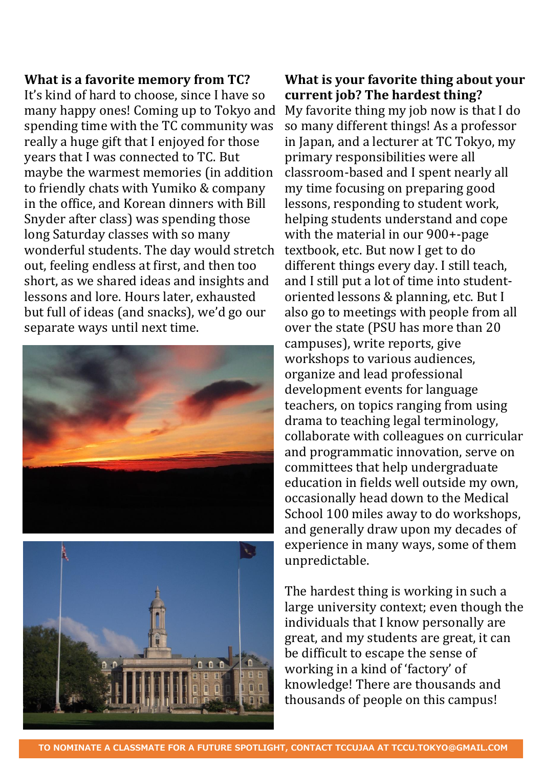**What is a favorite memory from TC?**

It's kind of hard to choose, since I have so many happy ones! Coming up to Tokyo and spending time with the TC community was really a huge gift that I enjoyed for those years that I was connected to TC. But maybe the warmest memories (in addition to friendly chats with Yumiko & company in the office, and Korean dinners with Bill Snyder after class) was spending those long Saturday classes with so many wonderful students. The day would stretch out, feeling endless at first, and then too short, as we shared ideas and insights and lessons and lore. Hours later, exhausted but full of ideas (and snacks), we'd go our separate ways until next time.

**What is your favorite thing about your current job? The hardest thing?**

My favorite thing my job now is that I do so many different things! As a professor in Japan, and a lecturer at TC Tokyo, my primary responsibilities were all classroom-based and I spent nearly all my time focusing on preparing good lessons, responding to student work, helping students understand and cope with the material in our 900+-page textbook, etc. But now I get to do different things every day. I still teach, and I still put a lot of time into student-oriented lessons & planning, etc. But I also go to meetings with people from all over the state (PSU has more than 20 campuses), write reports, give workshops to various audiences, organize and lead professional development events for language teachers, on topics ranging from using drama to teaching legal terminology, collaborate with colleagues on curricular and programmatic innovation, serve on committees that help undergraduate education in fields well outside my own, occasionally head down to the Medical School 100 miles away to do workshops, and generally draw upon my decades of experience in many ways, some of them unpredictable.

The hardest thing is working in such a large university context; even though the individuals that I know personally are great, and my students are great, it can be difficult to escape the sense of working in a kind of 'factory' of knowledge! There are thousands and thousands of people on this campus!

TO NOMINATE A CLASSMATE FOR A FUTURE SPOTLIGHT, CONTACT TCCUJAA AT TCCU.TOKYO@GMAIL.COM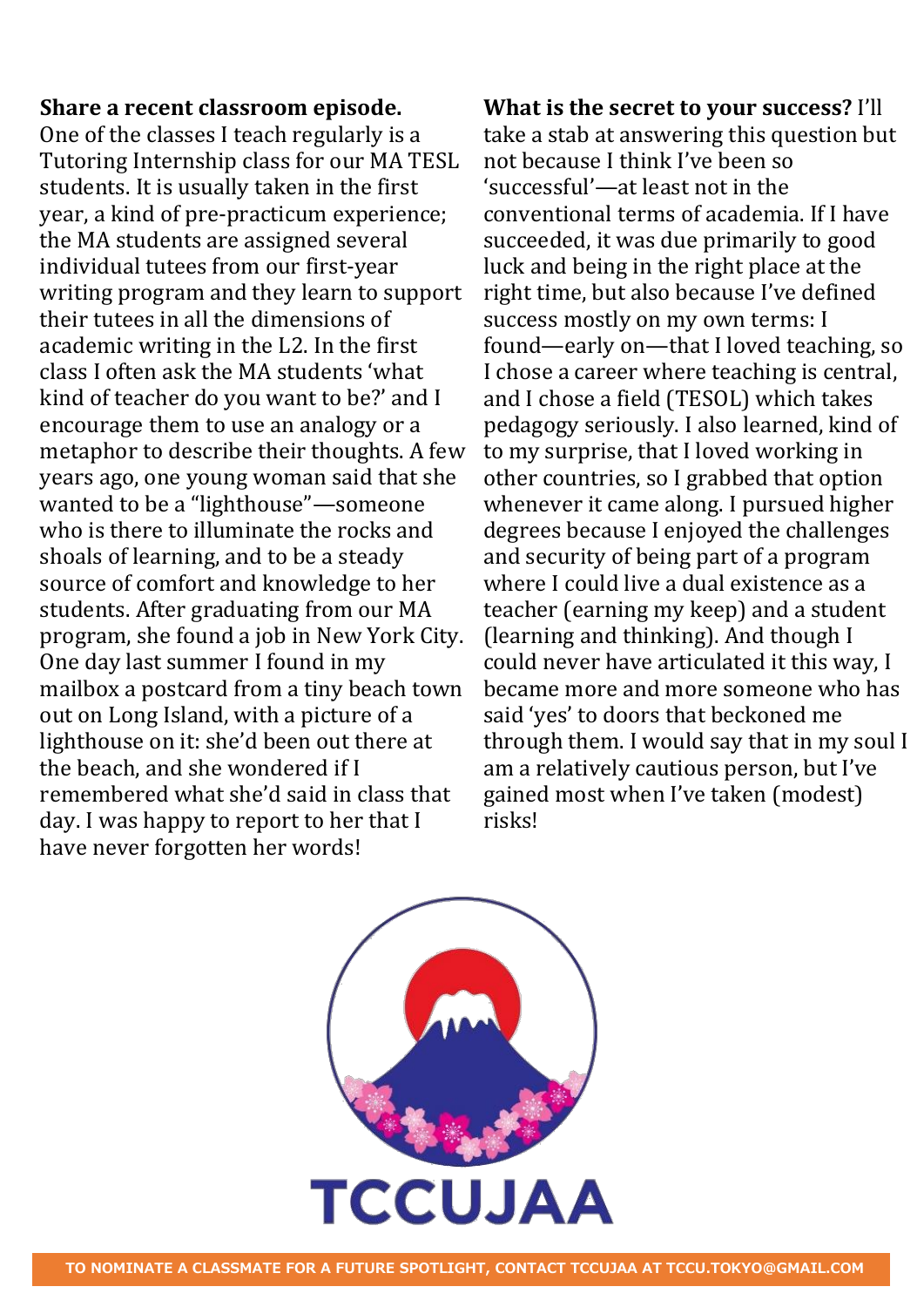**Share a recent classroom episode.** One of the classes I teach regularly is a Tutoring Internship class for our MA TESL students. It is usually taken in the first year, a kind of pre-practicum experience; the MA students are assigned several individual tutees from our first-year writing program and they learn to support their tutees in all the dimensions of academic writing in the L2. In the first class I often ask the MA students 'what kind of teacher do you want to be?' and I encourage them to use an analogy or a metaphor to describe their thoughts. A few years ago, one young woman said that she wanted to be a "lighthouse"—someone who is there to illuminate the rocks and shoals of learning, and to be a steady source of comfort and knowledge to her students. After graduating from our MA program, she found a job in New York City. One day last summer I found in my mailbox a postcard from a tiny beach town out on Long Island, with a picture of a lighthouse on it: she'd been out there at the beach, and she wondered if I remembered what she'd said in class that day. I was happy to report to her that I have never forgotten her words!

**What is the secret to your success?** I'll take a stab at answering this question but not because I think I've been so 'successful'—at least not in the conventional terms of academia. If I have succeeded, it was due primarily to good luck and being in the right place at the right time, but also because I've defined success mostly on my own terms: I found—early on—that I loved teaching, so I chose a career where teaching is central, and I chose a field (TESOL) which takes pedagogy seriously. I also learned, kind of to my surprise, that I loved working in other countries, so I grabbed that option whenever it came along. I pursued higher degrees because I enjoyed the challenges and security of being part of a program where I could live a dual existence as a teacher (earning my keep) and a student (learning and thinking). And though I could never have articulated it this way, I became more and more someone who has said 'yes' to doors that beckoned me through them. I would say that in my soul I am a relatively cautious person, but I've gained most when I've taken (modest) risks!

TCCUJAA

TO NOMINATE A CLASSMATE FOR A FUTURE SPOTLIGHT, CONTACT TCCUJAA AT TCCU.TOKYO@GMAIL.COM